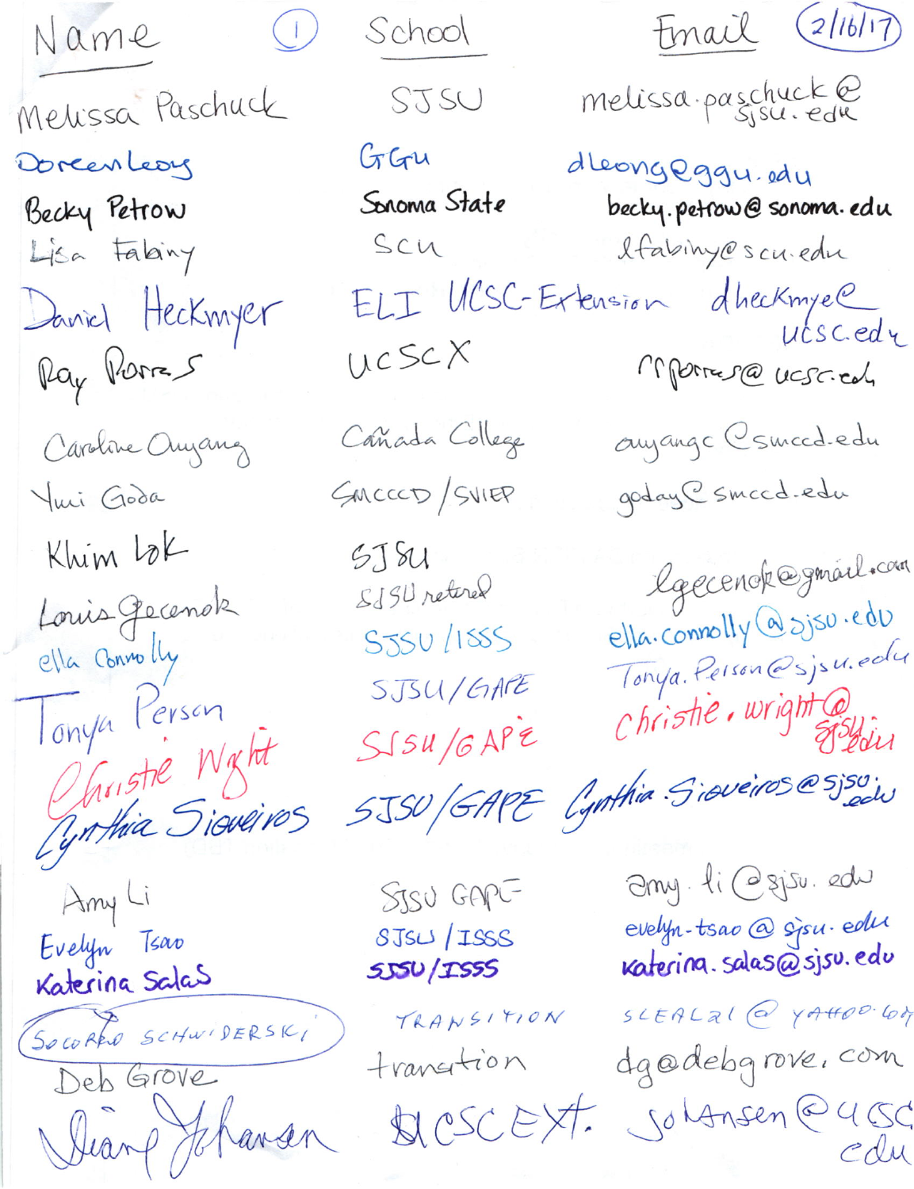| Name ① | School | Email 2/16/17 |
|---|---|---|
| Melissa Paschuck | SJSU | melissa.paschuck@sjsu.edu |
| Doreen Leong | GGU | dleong@ggu.edu |
| Becky Petrow | Sonoma State | becky.petrow@sonoma.edu |
| Lisa Fabiny | SCU | lfabiny@scu.edu |
| Daniel Heckmyer | ELI UCSC-Extension | dheckmye@ucsc.edu |
| Ray Porras | UCSCX | rrporras@ucsc.edu |
| Caroline Ouyang | Cañada College | ouyangc@smccd.edu |
| Yuri Goda | SMCCCD/SVIEP | goday@smccd.edu |
| Khim Lok | SJSU | |
| Louis Gecenok | SJSU retired | lgecenok@gmail.com |
| ella Connolly | SJSU/ISSS | ella.connolly@sjsu.edu |
| Tonya Person | SJSU/GAPE | Tonya.Person@sjsu.edu |
| Christie Wright | SJSU/GAPE | christie.wright@sjsu.edu |
| Cynthia Sieveiros | SJSU/GAPE | Cynthia.Sieveiros@sjsu.edu |
| Amy Li | SJSU GAPE | amy.li@sjsu.edu |
| Evelyn Tsao | SJSU/ISSS | evelyn.tsao@sjsu.edu |
| Katerina Salas | SJSU/ISSS | katerina.salas@sjsu.edu |
| SOCORRO SCHWIDERSKI | TRANSITION | SLEAL21@YAHOO.COM |
| Deb Grove | transition | dg@debgrove.com |
| Diane Johansen | UCSC EXT. | johansen@ucsc.edu |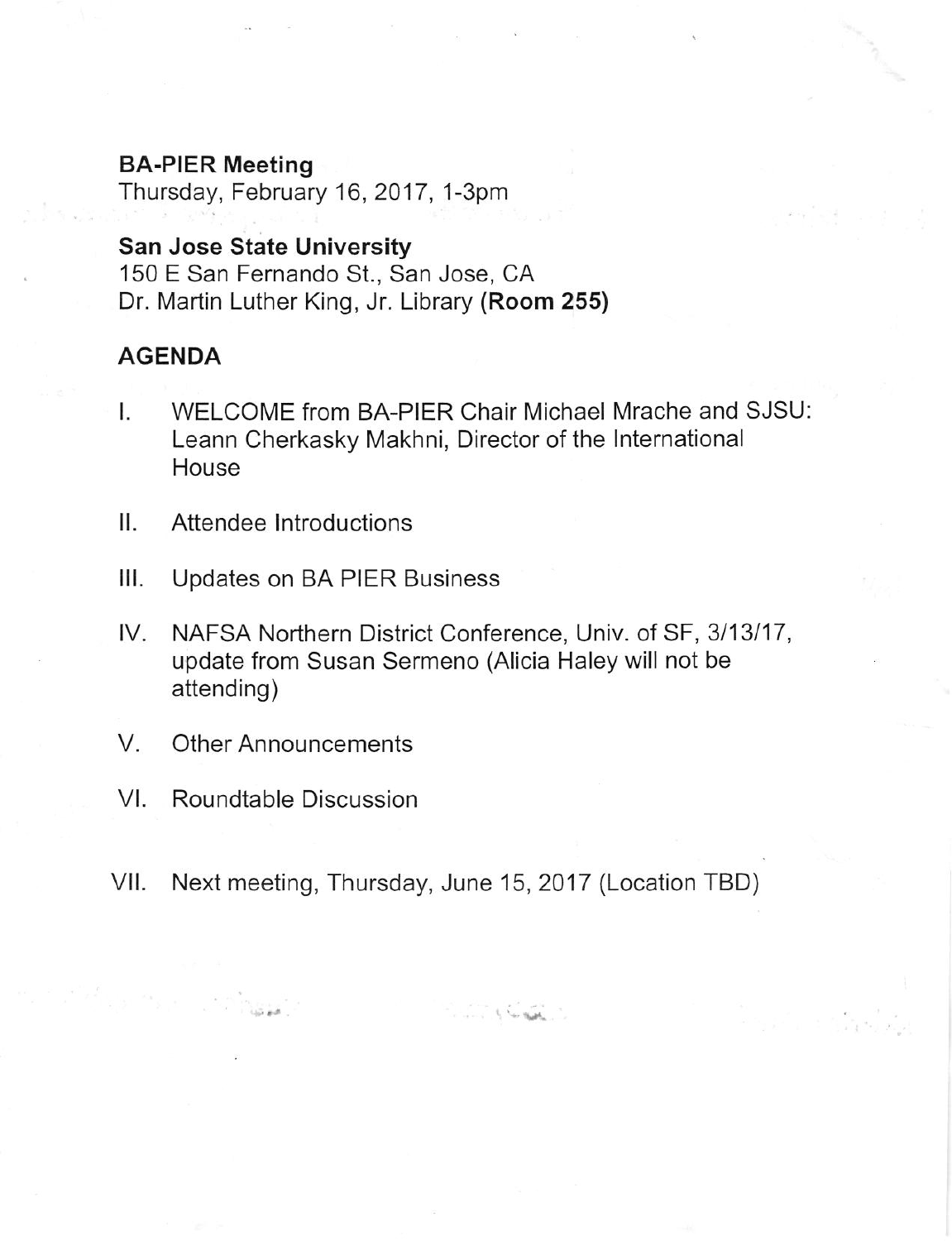**BA-PIER Meeting**
Thursday, February 16, 2017, 1-3pm

**San Jose State University**
150 E San Fernando St., San Jose, CA
Dr. Martin Luther King, Jr. Library **(Room 255)**

## AGENDA

I. WELCOME from BA-PIER Chair Michael Mrache and SJSU: Leann Cherkasky Makhni, Director of the International House

II. Attendee Introductions

III. Updates on BA PIER Business

IV. NAFSA Northern District Conference, Univ. of SF, 3/13/17, update from Susan Sermeno (Alicia Haley will not be attending)

V. Other Announcements

VI. Roundtable Discussion

VII. Next meeting, Thursday, June 15, 2017 (Location TBD)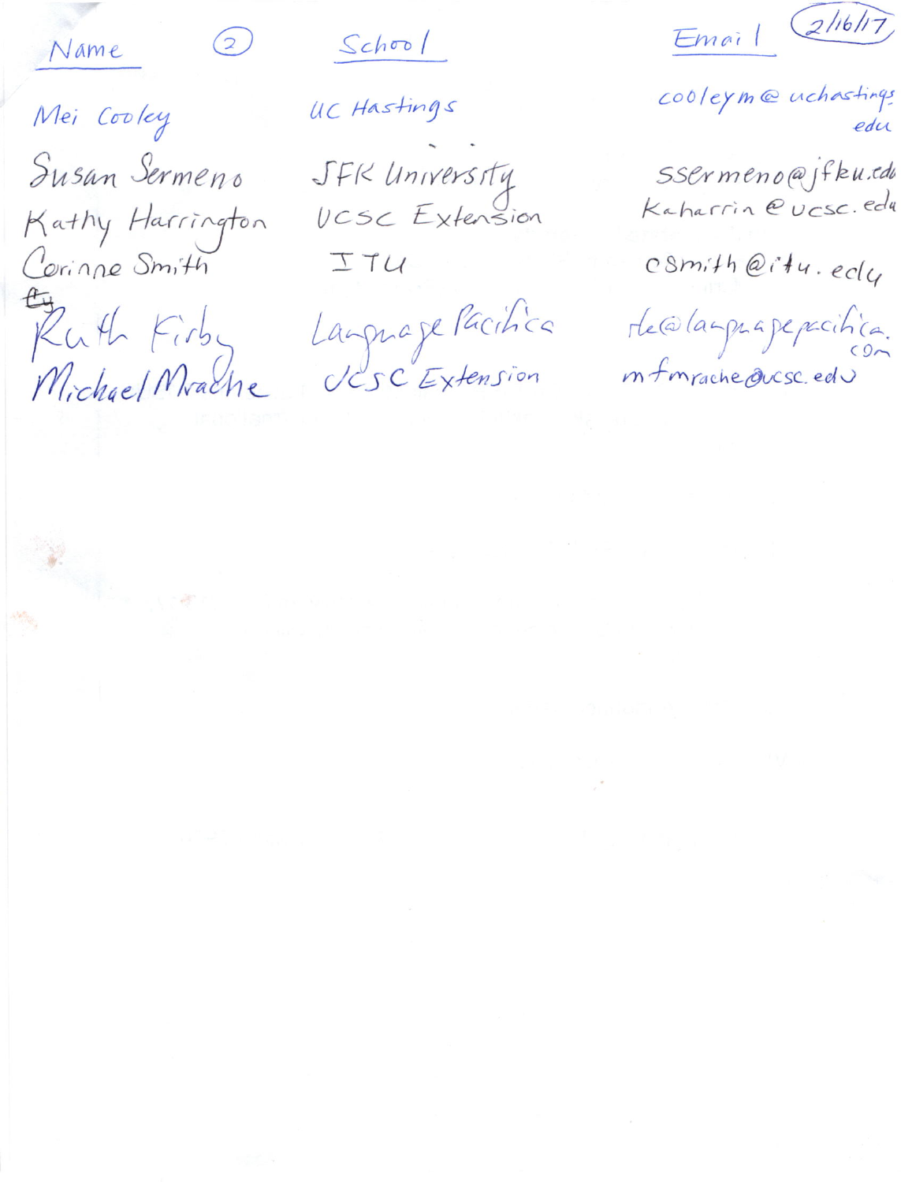| Name (2) | School | Email (2/16/17) |
|---|---|---|
| Mei Cooley | UC Hastings | cooleym@uchastings.edu |
| Susan Sermeno | JFK University | ssermeno@jfku.edu |
| Kathy Harrington | UCSC Extension | kaharrin@ucsc.edu |
| Corinne Smith | ITU | csmith@itu.edu |
| Ruth Firby | Language Pacifica | rle@languagepacifica.com |
| Michael Mrache | UCSC Extension | mfmrache@ucsc.edu |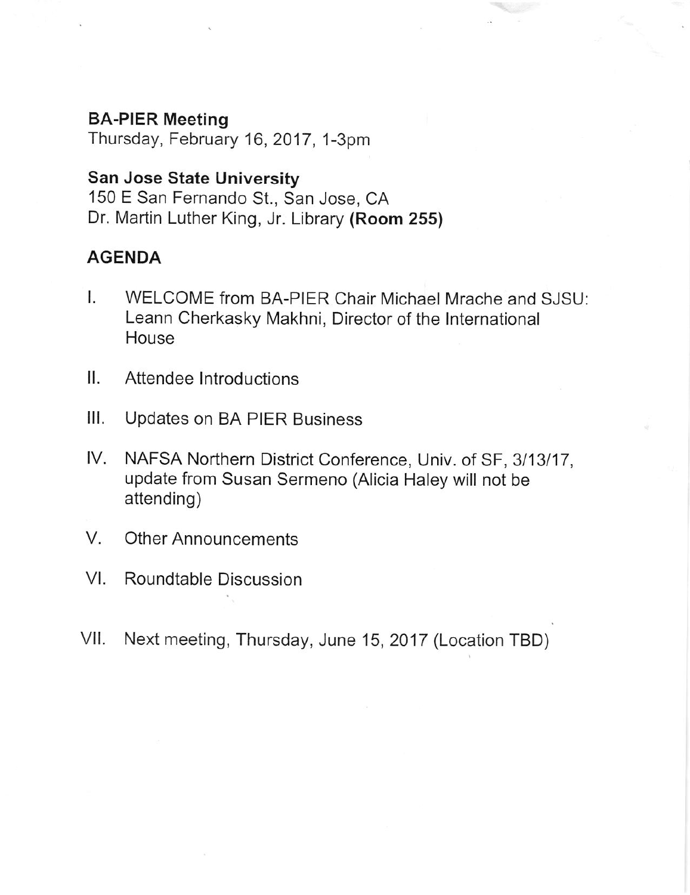**BA-PIER Meeting**
Thursday, February 16, 2017, 1-3pm

**San Jose State University**
150 E San Fernando St., San Jose, CA
Dr. Martin Luther King, Jr. Library **(Room 255)**

## AGENDA

I. WELCOME from BA-PIER Chair Michael Mrache and SJSU: Leann Cherkasky Makhni, Director of the International House

II. Attendee Introductions

III. Updates on BA PIER Business

IV. NAFSA Northern District Conference, Univ. of SF, 3/13/17, update from Susan Sermeno (Alicia Haley will not be attending)

V. Other Announcements

VI. Roundtable Discussion

VII. Next meeting, Thursday, June 15, 2017 (Location TBD)